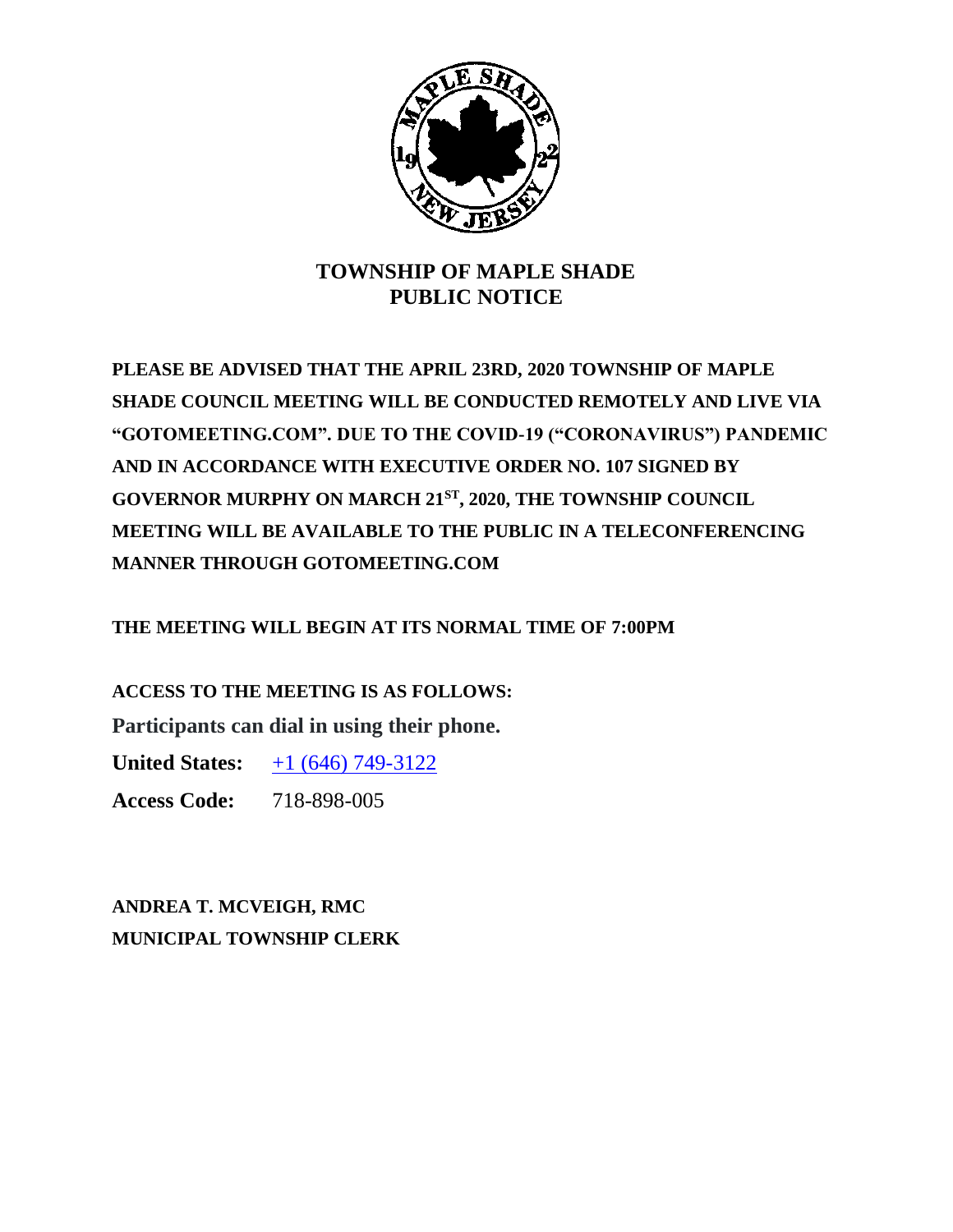# TOWNSHIP OF MAPLE SHADE
## PUBLIC NOTICE

**PLEASE BE ADVISED THAT THE APRIL 23RD, 2020 TOWNSHIP OF MAPLE SHADE COUNCIL MEETING WILL BE CONDUCTED REMOTELY AND LIVE VIA "GOTOMEETING.COM". DUE TO THE COVID-19 ("CORONAVIRUS") PANDEMIC AND IN ACCORDANCE WITH EXECUTIVE ORDER NO. 107 SIGNED BY GOVERNOR MURPHY ON MARCH 21ST, 2020, THE TOWNSHIP COUNCIL MEETING WILL BE AVAILABLE TO THE PUBLIC IN A TELECONFERENCING MANNER THROUGH GOTOMEETING.COM**

**THE MEETING WILL BEGIN AT ITS NORMAL TIME OF 7:00PM**

**ACCESS TO THE MEETING IS AS FOLLOWS:**

**Participants can dial in using their phone.**

**United States:** +1 (646) 749-3122

**Access Code:** 718-898-005

**ANDREA T. MCVEIGH, RMC**
**MUNICIPAL TOWNSHIP CLERK**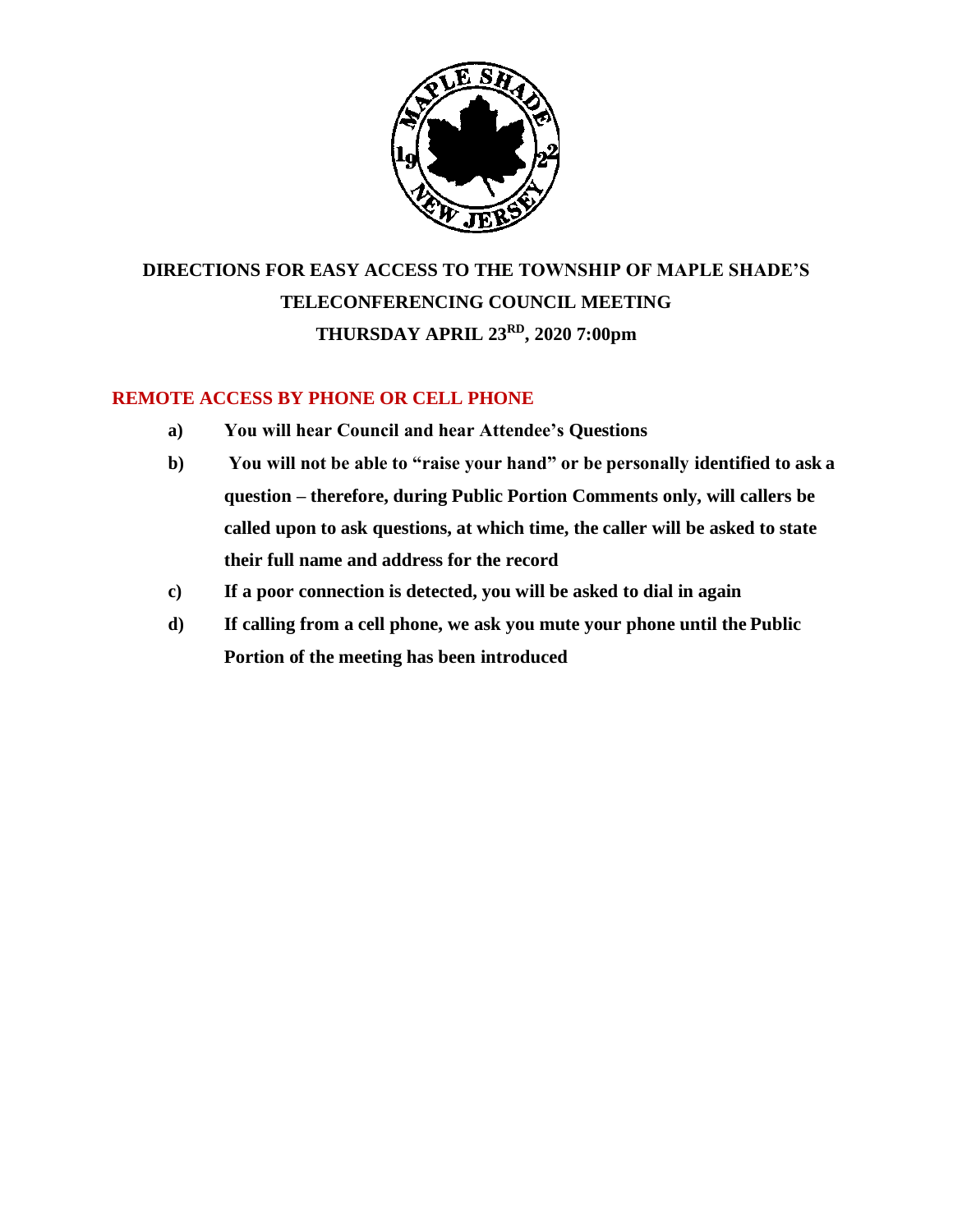# DIRECTIONS FOR EASY ACCESS TO THE TOWNSHIP OF MAPLE SHADE'S TELECONFERENCING COUNCIL MEETING

## THURSDAY APRIL 23RD, 2020 7:00pm

### REMOTE ACCESS BY PHONE OR CELL PHONE

**a) You will hear Council and hear Attendee's Questions**

**b) You will not be able to "raise your hand" or be personally identified to ask a question – therefore, during Public Portion Comments only, will callers be called upon to ask questions, at which time, the caller will be asked to state their full name and address for the record**

**c) If a poor connection is detected, you will be asked to dial in again**

**d) If calling from a cell phone, we ask you mute your phone until the Public Portion of the meeting has been introduced**